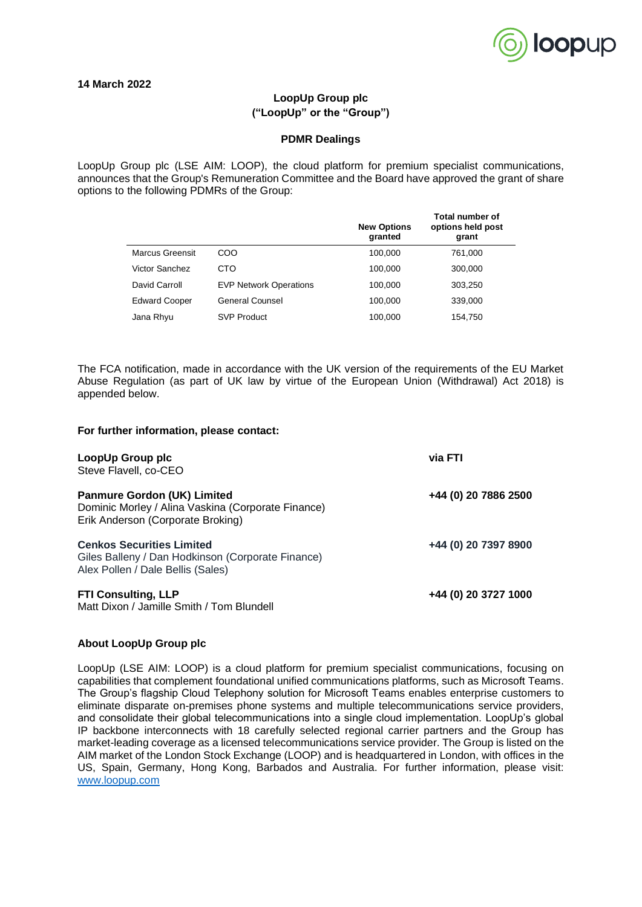**14 March 2022**

**LoopUp Group plc**
**("LoopUp" or the "Group")**

**PDMR Dealings**

LoopUp Group plc (LSE AIM: LOOP), the cloud platform for premium specialist communications, announces that the Group's Remuneration Committee and the Board have approved the grant of share options to the following PDMRs of the Group:

| | | New Options granted | Total number of options held post grant |
|---|---|---|---|
| Marcus Greensit | COO | 100,000 | 761,000 |
| Victor Sanchez | CTO | 100,000 | 300,000 |
| David Carroll | EVP Network Operations | 100,000 | 303,250 |
| Edward Cooper | General Counsel | 100,000 | 339,000 |
| Jana Rhyu | SVP Product | 100,000 | 154,750 |

The FCA notification, made in accordance with the UK version of the requirements of the EU Market Abuse Regulation (as part of UK law by virtue of the European Union (Withdrawal) Act 2018) is appended below.

**For further information, please contact:**

**LoopUp Group plc** — **via FTI**
Steve Flavell, co-CEO

**Panmure Gordon (UK) Limited** — **+44 (0) 20 7886 2500**
Dominic Morley / Alina Vaskina (Corporate Finance)
Erik Anderson (Corporate Broking)

**Cenkos Securities Limited** — **+44 (0) 20 7397 8900**
Giles Balleny / Dan Hodkinson (Corporate Finance)
Alex Pollen / Dale Bellis (Sales)

**FTI Consulting, LLP** — **+44 (0) 20 3727 1000**
Matt Dixon / Jamille Smith / Tom Blundell

**About LoopUp Group plc**

LoopUp (LSE AIM: LOOP) is a cloud platform for premium specialist communications, focusing on capabilities that complement foundational unified communications platforms, such as Microsoft Teams. The Group's flagship Cloud Telephony solution for Microsoft Teams enables enterprise customers to eliminate disparate on-premises phone systems and multiple telecommunications service providers, and consolidate their global telecommunications into a single cloud implementation. LoopUp's global IP backbone interconnects with 18 carefully selected regional carrier partners and the Group has market-leading coverage as a licensed telecommunications service provider. The Group is listed on the AIM market of the London Stock Exchange (LOOP) and is headquartered in London, with offices in the US, Spain, Germany, Hong Kong, Barbados and Australia. For further information, please visit: www.loopup.com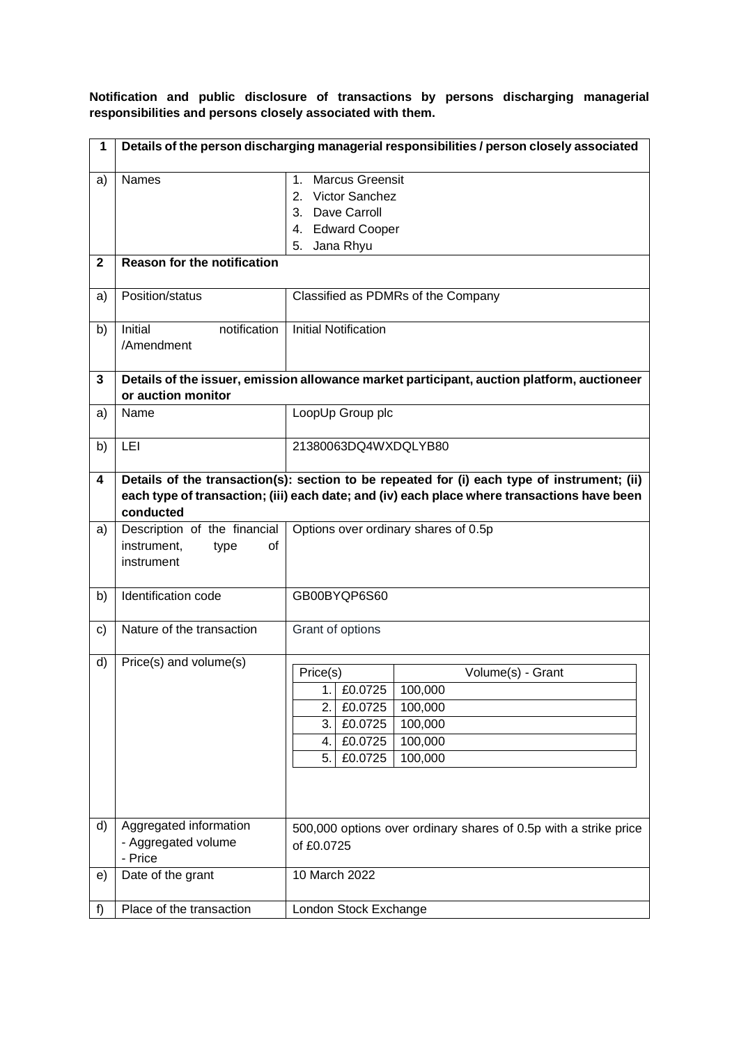**Notification and public disclosure of transactions by persons discharging managerial responsibilities and persons closely associated with them.**

| | | |
|---|---|---|
| **1** | **Details of the person discharging managerial responsibilities / person closely associated** | |
| a) | Names | 1. Marcus Greensit<br>2. Victor Sanchez<br>3. Dave Carroll<br>4. Edward Cooper<br>5. Jana Rhyu |
| **2** | **Reason for the notification** | |
| a) | Position/status | Classified as PDMRs of the Company |
| b) | Initial notification /Amendment | Initial Notification |
| **3** | **Details of the issuer, emission allowance market participant, auction platform, auctioneer or auction monitor** | |
| a) | Name | LoopUp Group plc |
| b) | LEI | 21380063DQ4WXDQLYB80 |
| **4** | **Details of the transaction(s): section to be repeated for (i) each type of instrument; (ii) each type of transaction; (iii) each date; and (iv) each place where transactions have been conducted** | |
| a) | Description of the financial instrument, type of instrument | Options over ordinary shares of 0.5p |
| b) | Identification code | GB00BYQP6S60 |
| c) | Nature of the transaction | Grant of options |
| d) | Price(s) and volume(s) | See table below |
| d) | Aggregated information<br>- Aggregated volume<br>- Price | 500,000 options over ordinary shares of 0.5p with a strike price of £0.0725 |
| e) | Date of the grant | 10 March 2022 |
| f) | Place of the transaction | London Stock Exchange |

| | Price(s) | Volume(s) - Grant |
|---|---|---|
| 1. | £0.0725 | 100,000 |
| 2. | £0.0725 | 100,000 |
| 3. | £0.0725 | 100,000 |
| 4. | £0.0725 | 100,000 |
| 5. | £0.0725 | 100,000 |